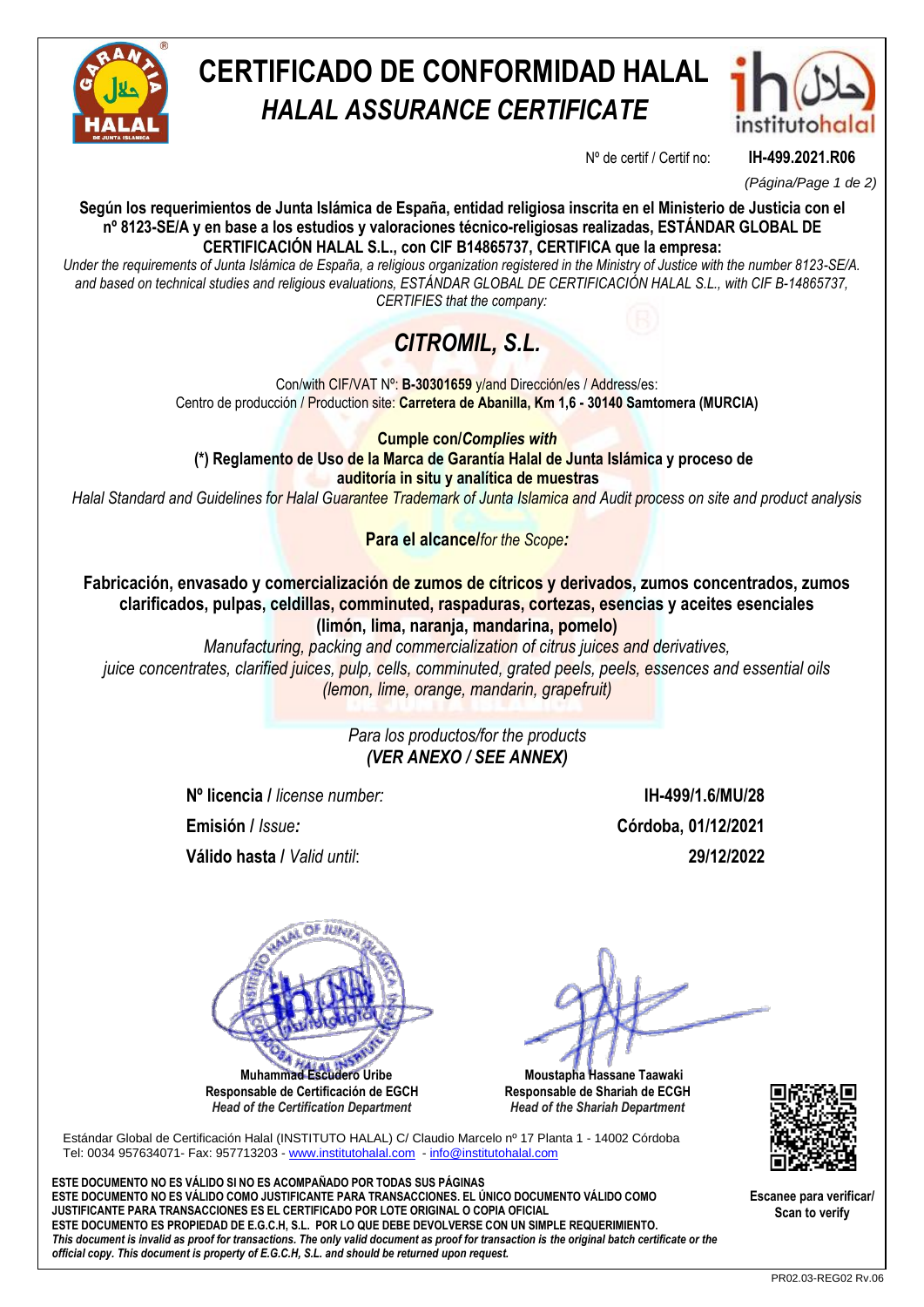# CERTIFICADO DE CONFORMIDAD HALAL

## *HALAL ASSURANCE CERTIFICATE*

Nº de certif / Certif no: **IH-499.2021.R06**

**Según los requerimientos de Junta Islámica de España, entidad religiosa inscrita en el Ministerio de Justicia con el nº 8123-SE/A y en base a los estudios y valoraciones técnico-religiosas realizadas, ESTÁNDAR GLOBAL DE CERTIFICACIÓN HALAL S.L., con CIF B14865737, CERTIFICA que la empresa:**

*Under the requirements of Junta Islámica de España, a religious organization registered in the Ministry of Justice with the number 8123-SE/A. and based on technical studies and religious evaluations, ESTÁNDAR GLOBAL DE CERTIFICACIÓN HALAL S.L., with CIF B-14865737, CERTIFIES that the company:*

## *CITROMIL, S.L.*

Con/with CIF/VAT Nº: **B-30301659** y/and Dirección/es / Address/es:
Centro de producción / Production site: **Carretera de Abanilla, Km 1,6 - 30140 Santomera (MURCIA)**

**Cumple con/*Complies with***

**(\*) Reglamento de Uso de la Marca de Garantía Halal de Junta Islámica y proceso de auditoría in situ y analítica de muestras**

*Halal Standard and Guidelines for Halal Guarantee Trademark of Junta Islamica and Audit process on site and product analysis*

**Para el alcance/***for the Scope:*

**Fabricación, envasado y comercialización de zumos de cítricos y derivados, zumos concentrados, zumos clarificados, pulpas, celdillas, comminuted, raspaduras, cortezas, esencias y aceites esenciales (limón, lima, naranja, mandarina, pomelo)**

*Manufacturing, packing and commercialization of citrus juices and derivatives, juice concentrates, clarified juices, pulp, cells, comminuted, grated peels, peels, essences and essential oils (lemon, lime, orange, mandarin, grapefruit)*

*Para los productos/for the products*
***(VER ANEXO / SEE ANNEX)***

| | |
|---|---|
| **Nº licencia** / *license number:* | **IH-499/1.6/MU/28** |
| **Emisión** / *Issue:* | **Córdoba, 01/12/2021** |
| **Válido hasta** / *Valid until*: | **29/12/2022** |

**Muhammad Escudero Uribe**
**Responsable de Certificación de EGCH**
***Head of the Certification Department***

**Moustapha Hassane Taawaki**
**Responsable de Shariah de ECGH**
***Head of the Shariah Department***

Estándar Global de Certificación Halal (INSTITUTO HALAL) C/ Claudio Marcelo nº 17 Planta 1 - 14002 Córdoba
Tel: 0034 957634071- Fax: 957713203 - www.institutohalal.com - info@institutohalal.com

**Escanee para verificar/ Scan to verify**

**ESTE DOCUMENTO NO ES VÁLIDO SI NO ES ACOMPAÑADO POR TODAS SUS PÁGINAS**
**ESTE DOCUMENTO NO ES VÁLIDO COMO JUSTIFICANTE PARA TRANSACCIONES. EL ÚNICO DOCUMENTO VÁLIDO COMO JUSTIFICANTE PARA TRANSACCIONES ES EL CERTIFICADO POR LOTE ORIGINAL O COPIA OFICIAL**
**ESTE DOCUMENTO ES PROPIEDAD DE E.G.C.H, S.L. POR LO QUE DEBE DEVOLVERSE CON UN SIMPLE REQUERIMIENTO.**
***This document is invalid as proof for transactions. The only valid document as proof for transaction is the original batch certificate or the official copy. This document is property of E.G.C.H, S.L. and should be returned upon request.***

PR02.03-REG02 Rv.06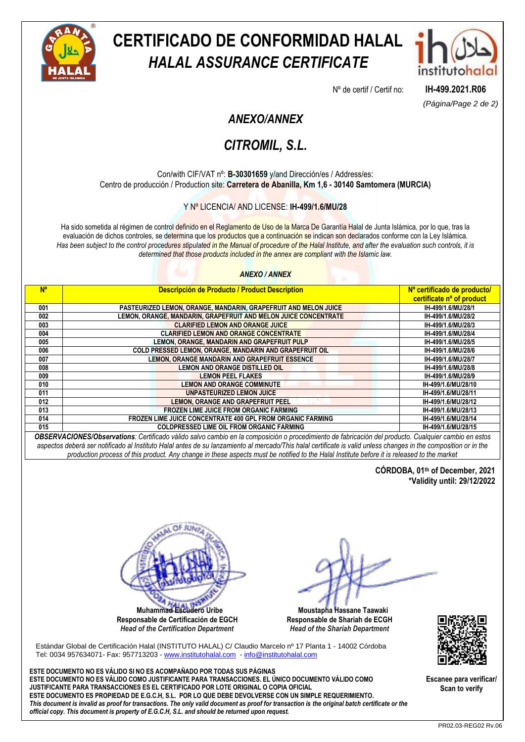# CERTIFICADO DE CONFORMIDAD HALAL
## *HALAL ASSURANCE CERTIFICATE*

Nº de certif / Certif no: **IH-499.2021.R06**

## *ANEXO/ANNEX*

## *CITROMIL, S.L.*

Con/with CIF/VAT nº: **B-30301659** y/and Dirección/es / Address/es:
Centro de producción / Production site: **Carretera de Abanilla, Km 1,6 - 30140 Samtomera (MURCIA)**

Y Nº LICENCIA/ AND LICENSE: **IH-499/1.6/MU/28**

Ha sido sometida al régimen de control definido en el Reglamento de Uso de la Marca De Garantía Halal de Junta Islámica, por lo que, tras la evaluación de dichos controles, se determina que los productos que a continuación se indican son declarados conforme con la Ley Islámica.
*Has been subject to the control procedures stipulated in the Manual of procedure of the Halal Institute, and after the evaluation such controls, it is determined that those products included in the annex are compliant with the Islamic law.*

*ANEXO / ANNEX*

| Nº | Descripción de Producto / Product Description | Nº certificado de producto/ certificate nº of product |
|---|---|---|
| 001 | PASTEURIZED LEMON, ORANGE, MANDARIN, GRAPEFRUIT AND MELON JUICE | IH-499/1.6/MU/28/1 |
| 002 | LEMON, ORANGE, MANDARIN, GRAPEFRUIT AND MELON JUICE CONCENTRATE | IH-499/1.6/MU/28/2 |
| 003 | CLARIFIED LEMON AND ORANGE JUICE | IH-499/1.6/MU/28/3 |
| 004 | CLARIFIED LEMON AND ORANGE CONCENTRATE | IH-499/1.6/MU/28/4 |
| 005 | LEMON, ORANGE, MANDARIN AND GRAPEFRUIT PULP | IH-499/1.6/MU/28/5 |
| 006 | COLD PRESSED LEMON, ORANGE, MANDARIN AND GRAPEFRUIT OIL | IH-499/1.6/MU/28/6 |
| 007 | LEMON, ORANGE MANDARIN AND GRAPEFRUIT ESSENCE | IH-499/1.6/MU/28/7 |
| 008 | LEMON AND ORANGE DISTILLED OIL | IH-499/1.6/MU/28/8 |
| 009 | LEMON PEEL FLAKES | IH-499/1.6/MU/28/9 |
| 010 | LEMON AND ORANGE COMMINUTE | IH-499/1.6/MU/28/10 |
| 011 | UNPASTEURIZED LEMON JUICE | IH-499/1.6/MU/28/11 |
| 012 | LEMON, ORANGE AND GRAPEFRUIT PEEL | IH-499/1.6/MU/28/12 |
| 013 | FROZEN LIME JUICE FROM ORGANIC FARMING | IH-499/1.6/MU/28/13 |
| 014 | FROZEN LIME JUICE CONCENTRATE 400 GPL FROM ORGANIC FARMING | IH-499/1.6/MU/28/14 |
| 015 | COLDPRESSED LIME OIL FROM ORGANIC FARMING | IH-499/1.6/MU/28/15 |

***OBSERVACIONES/Observations**: Certificado válido salvo cambio en la composición o procedimiento de fabricación del producto. Cualquier cambio en estos aspectos deberá ser notificado al Instituto Halal antes de su lanzamiento al mercado/This halal certificate is valid unless changes in the composition or in the production process of this product. Any change in these aspects must be notified to the Halal Institute before it is released to the market*

**CÓRDOBA, 01th of December, 2021**
**\*Validity until: 29/12/2022**

**Muhammad Escudero Uribe**
**Responsable de Certificación de EGCH**
***Head of the Certification Department***

**Moustapha Hassane Taawaki**
**Responsable de Shariah de ECGH**
***Head of the Shariah Department***

Estándar Global de Certificación Halal (INSTITUTO HALAL) C/ Claudio Marcelo nº 17 Planta 1 - 14002 Córdoba
Tel: 0034 957634071- Fax: 957713203 - www.institutohalal.com - info@institutohalal.com

**Escanee para verificar/ Scan to verify**

**ESTE DOCUMENTO NO ES VÁLIDO SI NO ES ACOMPAÑADO POR TODAS SUS PÁGINAS**
**ESTE DOCUMENTO NO ES VÁLIDO COMO JUSTIFICANTE PARA TRANSACCIONES. EL ÚNICO DOCUMENTO VÁLIDO COMO JUSTIFICANTE PARA TRANSACCIONES ES EL CERTIFICADO POR LOTE ORIGINAL O COPIA OFICIAL**
**ESTE DOCUMENTO ES PROPIEDAD DE E.G.C.H, S.L. POR LO QUE DEBE DEVOLVERSE CON UN SIMPLE REQUERIMIENTO.**
***This document is invalid as proof for transactions. The only valid document as proof for transaction is the original batch certificate or the official copy. This document is property of E.G.C.H, S.L. and should be returned upon request.***

PR02.03-REG02 Rv.06